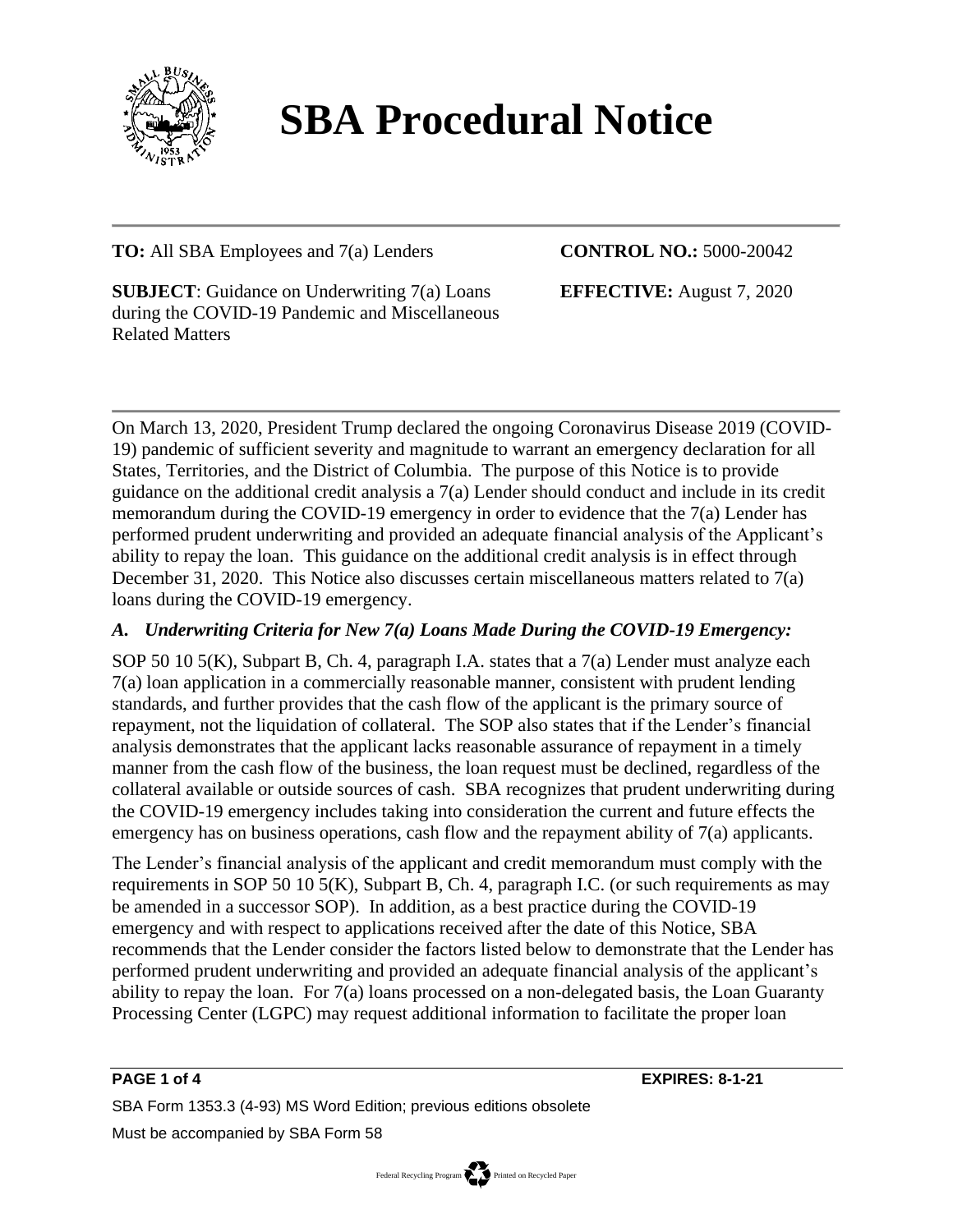# SBA Procedural Notice

**TO:** All SBA Employees and 7(a) Lenders

**CONTROL NO.:** 5000-20042

**SUBJECT**: Guidance on Underwriting 7(a) Loans during the COVID-19 Pandemic and Miscellaneous Related Matters

**EFFECTIVE:** August 7, 2020

On March 13, 2020, President Trump declared the ongoing Coronavirus Disease 2019 (COVID-19) pandemic of sufficient severity and magnitude to warrant an emergency declaration for all States, Territories, and the District of Columbia. The purpose of this Notice is to provide guidance on the additional credit analysis a 7(a) Lender should conduct and include in its credit memorandum during the COVID-19 emergency in order to evidence that the 7(a) Lender has performed prudent underwriting and provided an adequate financial analysis of the Applicant's ability to repay the loan. This guidance on the additional credit analysis is in effect through December 31, 2020. This Notice also discusses certain miscellaneous matters related to 7(a) loans during the COVID-19 emergency.

### *A. Underwriting Criteria for New 7(a) Loans Made During the COVID-19 Emergency:*

SOP 50 10 5(K), Subpart B, Ch. 4, paragraph I.A. states that a 7(a) Lender must analyze each 7(a) loan application in a commercially reasonable manner, consistent with prudent lending standards, and further provides that the cash flow of the applicant is the primary source of repayment, not the liquidation of collateral. The SOP also states that if the Lender's financial analysis demonstrates that the applicant lacks reasonable assurance of repayment in a timely manner from the cash flow of the business, the loan request must be declined, regardless of the collateral available or outside sources of cash. SBA recognizes that prudent underwriting during the COVID-19 emergency includes taking into consideration the current and future effects the emergency has on business operations, cash flow and the repayment ability of 7(a) applicants.

The Lender's financial analysis of the applicant and credit memorandum must comply with the requirements in SOP 50 10 5(K), Subpart B, Ch. 4, paragraph I.C. (or such requirements as may be amended in a successor SOP). In addition, as a best practice during the COVID-19 emergency and with respect to applications received after the date of this Notice, SBA recommends that the Lender consider the factors listed below to demonstrate that the Lender has performed prudent underwriting and provided an adequate financial analysis of the applicant's ability to repay the loan. For 7(a) loans processed on a non-delegated basis, the Loan Guaranty Processing Center (LGPC) may request additional information to facilitate the proper loan

**EXPIRES: 8-1-21**

SBA Form 1353.3 (4-93) MS Word Edition; previous editions obsolete

Must be accompanied by SBA Form 58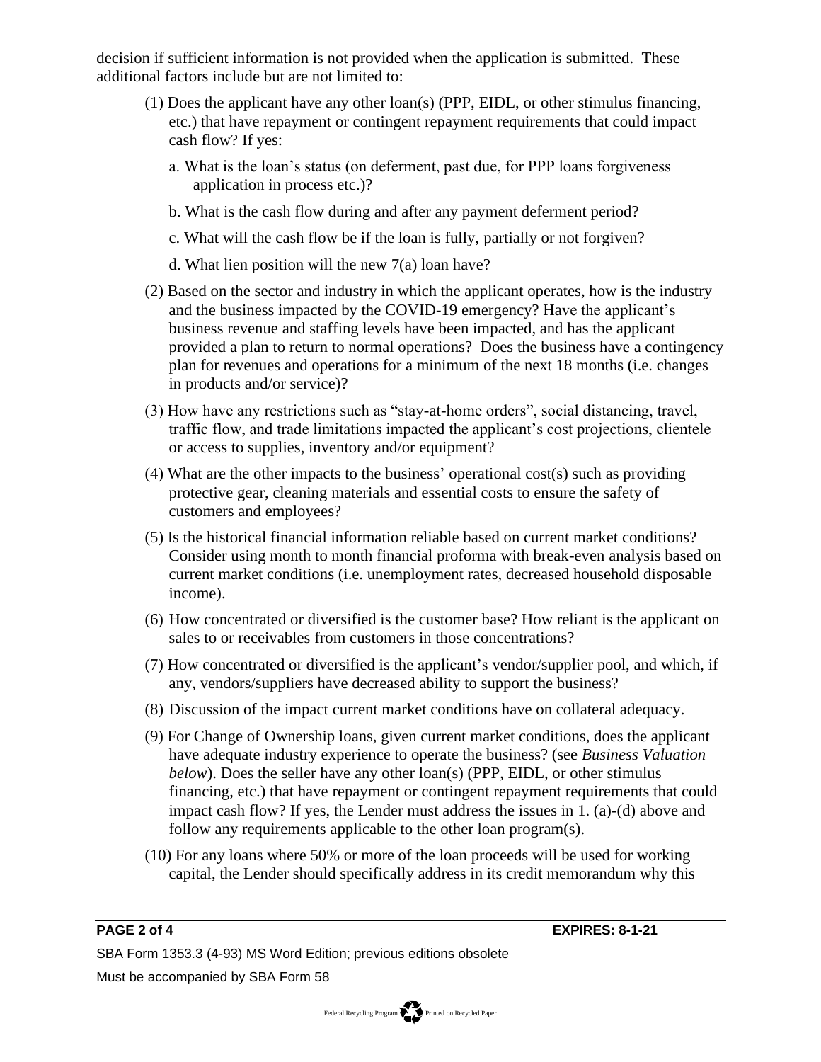decision if sufficient information is not provided when the application is submitted. These additional factors include but are not limited to:

(1) Does the applicant have any other loan(s) (PPP, EIDL, or other stimulus financing, etc.) that have repayment or contingent repayment requirements that could impact cash flow? If yes:

a. What is the loan's status (on deferment, past due, for PPP loans forgiveness application in process etc.)?

b. What is the cash flow during and after any payment deferment period?

c. What will the cash flow be if the loan is fully, partially or not forgiven?

d. What lien position will the new 7(a) loan have?

(2) Based on the sector and industry in which the applicant operates, how is the industry and the business impacted by the COVID-19 emergency? Have the applicant's business revenue and staffing levels have been impacted, and has the applicant provided a plan to return to normal operations? Does the business have a contingency plan for revenues and operations for a minimum of the next 18 months (i.e. changes in products and/or service)?

(3) How have any restrictions such as "stay-at-home orders", social distancing, travel, traffic flow, and trade limitations impacted the applicant's cost projections, clientele or access to supplies, inventory and/or equipment?

(4) What are the other impacts to the business' operational cost(s) such as providing protective gear, cleaning materials and essential costs to ensure the safety of customers and employees?

(5) Is the historical financial information reliable based on current market conditions? Consider using month to month financial proforma with break-even analysis based on current market conditions (i.e. unemployment rates, decreased household disposable income).

(6) How concentrated or diversified is the customer base? How reliant is the applicant on sales to or receivables from customers in those concentrations?

(7) How concentrated or diversified is the applicant's vendor/supplier pool, and which, if any, vendors/suppliers have decreased ability to support the business?

(8) Discussion of the impact current market conditions have on collateral adequacy.

(9) For Change of Ownership loans, given current market conditions, does the applicant have adequate industry experience to operate the business? (see *Business Valuation below*). Does the seller have any other loan(s) (PPP, EIDL, or other stimulus financing, etc.) that have repayment or contingent repayment requirements that could impact cash flow? If yes, the Lender must address the issues in 1. (a)-(d) above and follow any requirements applicable to the other loan program(s).

(10) For any loans where 50% or more of the loan proceeds will be used for working capital, the Lender should specifically address in its credit memorandum why this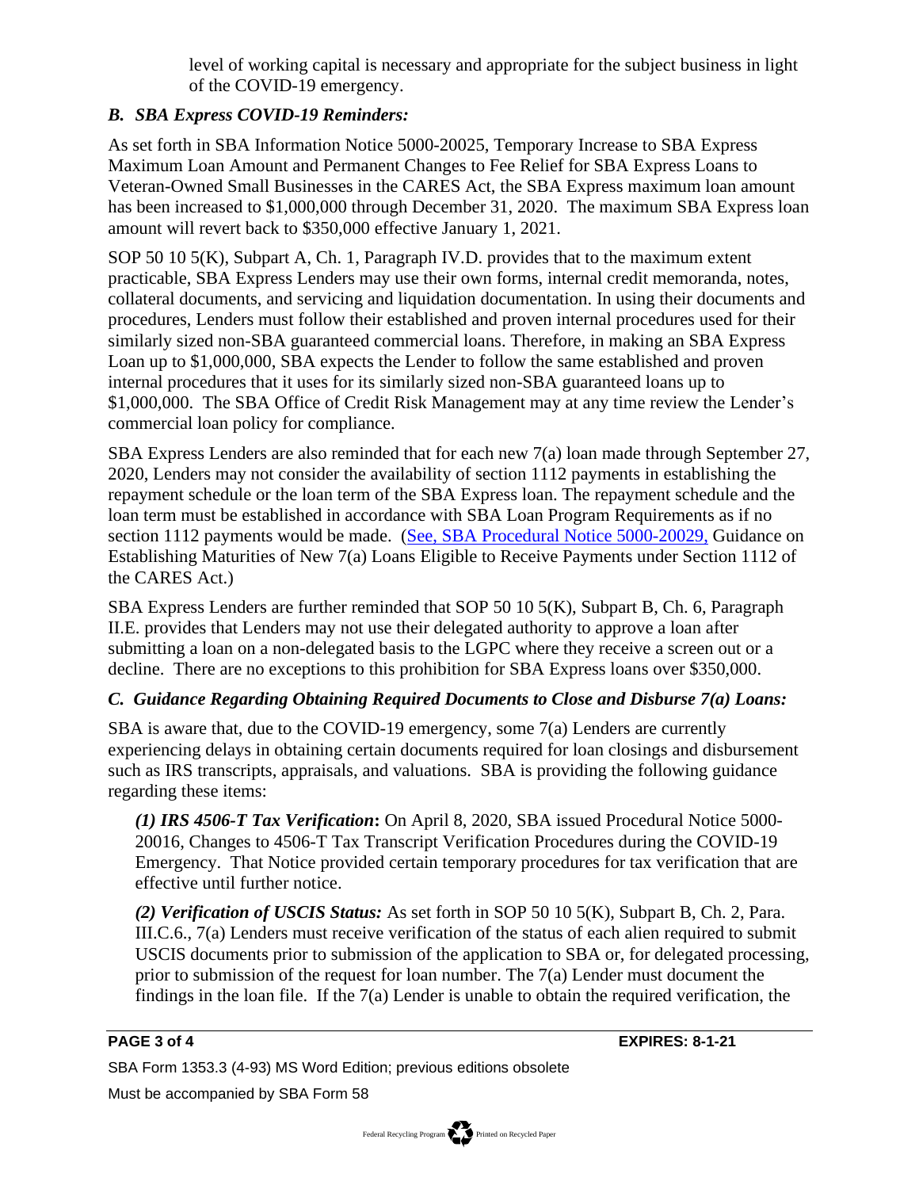level of working capital is necessary and appropriate for the subject business in light of the COVID-19 emergency.

### *B. SBA Express COVID-19 Reminders:*

As set forth in SBA Information Notice 5000-20025, Temporary Increase to SBA Express Maximum Loan Amount and Permanent Changes to Fee Relief for SBA Express Loans to Veteran-Owned Small Businesses in the CARES Act, the SBA Express maximum loan amount has been increased to $1,000,000 through December 31, 2020. The maximum SBA Express loan amount will revert back to $350,000 effective January 1, 2021.

SOP 50 10 5(K), Subpart A, Ch. 1, Paragraph IV.D. provides that to the maximum extent practicable, SBA Express Lenders may use their own forms, internal credit memoranda, notes, collateral documents, and servicing and liquidation documentation. In using their documents and procedures, Lenders must follow their established and proven internal procedures used for their similarly sized non-SBA guaranteed commercial loans. Therefore, in making an SBA Express Loan up to $1,000,000, SBA expects the Lender to follow the same established and proven internal procedures that it uses for its similarly sized non-SBA guaranteed loans up to $1,000,000. The SBA Office of Credit Risk Management may at any time review the Lender's commercial loan policy for compliance.

SBA Express Lenders are also reminded that for each new 7(a) loan made through September 27, 2020, Lenders may not consider the availability of section 1112 payments in establishing the repayment schedule or the loan term of the SBA Express loan. The repayment schedule and the loan term must be established in accordance with SBA Loan Program Requirements as if no section 1112 payments would be made. (See, SBA Procedural Notice 5000-20029, Guidance on Establishing Maturities of New 7(a) Loans Eligible to Receive Payments under Section 1112 of the CARES Act.)

SBA Express Lenders are further reminded that SOP 50 10 5(K), Subpart B, Ch. 6, Paragraph II.E. provides that Lenders may not use their delegated authority to approve a loan after submitting a loan on a non-delegated basis to the LGPC where they receive a screen out or a decline. There are no exceptions to this prohibition for SBA Express loans over $350,000.

### *C. Guidance Regarding Obtaining Required Documents to Close and Disburse 7(a) Loans:*

SBA is aware that, due to the COVID-19 emergency, some 7(a) Lenders are currently experiencing delays in obtaining certain documents required for loan closings and disbursement such as IRS transcripts, appraisals, and valuations. SBA is providing the following guidance regarding these items:

***(1) IRS 4506-T Tax Verification*:** On April 8, 2020, SBA issued Procedural Notice 5000-20016, Changes to 4506-T Tax Transcript Verification Procedures during the COVID-19 Emergency. That Notice provided certain temporary procedures for tax verification that are effective until further notice.

***(2) Verification of USCIS Status:*** As set forth in SOP 50 10 5(K), Subpart B, Ch. 2, Para. III.C.6., 7(a) Lenders must receive verification of the status of each alien required to submit USCIS documents prior to submission of the application to SBA or, for delegated processing, prior to submission of the request for loan number. The 7(a) Lender must document the findings in the loan file. If the 7(a) Lender is unable to obtain the required verification, the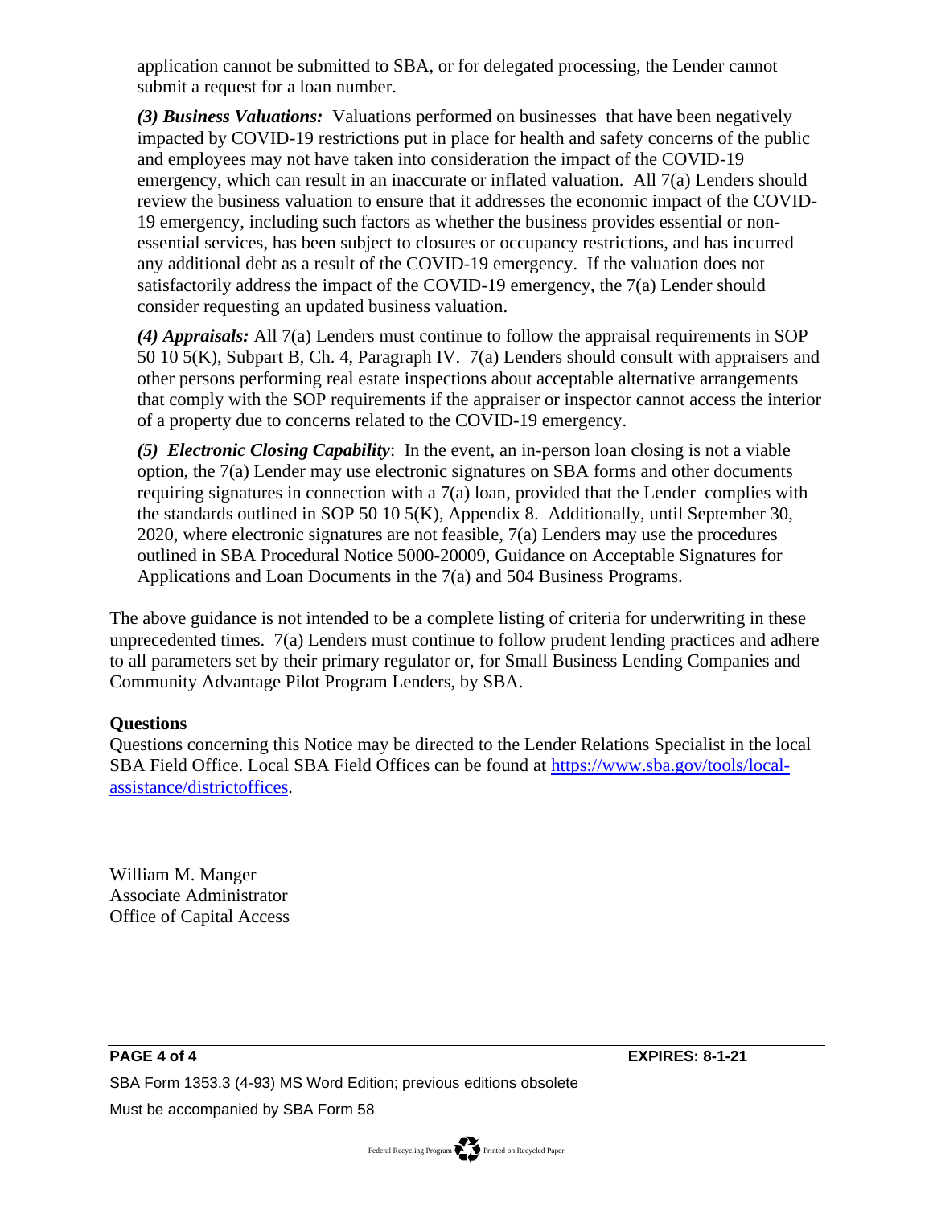application cannot be submitted to SBA, or for delegated processing, the Lender cannot submit a request for a loan number.

***(3) Business Valuations:*** Valuations performed on businesses that have been negatively impacted by COVID-19 restrictions put in place for health and safety concerns of the public and employees may not have taken into consideration the impact of the COVID-19 emergency, which can result in an inaccurate or inflated valuation. All 7(a) Lenders should review the business valuation to ensure that it addresses the economic impact of the COVID-19 emergency, including such factors as whether the business provides essential or non-essential services, has been subject to closures or occupancy restrictions, and has incurred any additional debt as a result of the COVID-19 emergency. If the valuation does not satisfactorily address the impact of the COVID-19 emergency, the 7(a) Lender should consider requesting an updated business valuation.

***(4) Appraisals:*** All 7(a) Lenders must continue to follow the appraisal requirements in SOP 50 10 5(K), Subpart B, Ch. 4, Paragraph IV. 7(a) Lenders should consult with appraisers and other persons performing real estate inspections about acceptable alternative arrangements that comply with the SOP requirements if the appraiser or inspector cannot access the interior of a property due to concerns related to the COVID-19 emergency.

***(5) Electronic Closing Capability***: In the event, an in-person loan closing is not a viable option, the 7(a) Lender may use electronic signatures on SBA forms and other documents requiring signatures in connection with a 7(a) loan, provided that the Lender complies with the standards outlined in SOP 50 10 5(K), Appendix 8. Additionally, until September 30, 2020, where electronic signatures are not feasible, 7(a) Lenders may use the procedures outlined in SBA Procedural Notice 5000-20009, Guidance on Acceptable Signatures for Applications and Loan Documents in the 7(a) and 504 Business Programs.

The above guidance is not intended to be a complete listing of criteria for underwriting in these unprecedented times. 7(a) Lenders must continue to follow prudent lending practices and adhere to all parameters set by their primary regulator or, for Small Business Lending Companies and Community Advantage Pilot Program Lenders, by SBA.

**Questions**
Questions concerning this Notice may be directed to the Lender Relations Specialist in the local SBA Field Office. Local SBA Field Offices can be found at https://www.sba.gov/tools/local-assistance/districtoffices.

William M. Manger
Associate Administrator
Office of Capital Access

**EXPIRES: 8-1-21**

SBA Form 1353.3 (4-93) MS Word Edition; previous editions obsolete

Must be accompanied by SBA Form 58